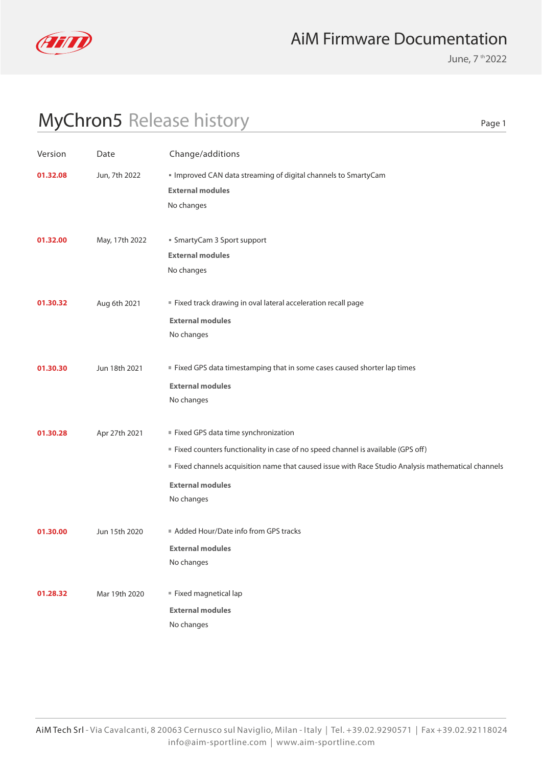# AiM Firmware Documentation

June, 7th 2022

## MyChron5 Release history

| Version | Date | Change/additions |
| --- | --- | --- |
| **01.32.08** | Jun, 7th 2022 | ▪ Improved CAN data streaming of digital channels to SmartyCam<br>**External modules**<br>No changes |
| **01.32.00** | May, 17th 2022 | ▪ SmartyCam 3 Sport support<br>**External modules**<br>No changes |
| **01.30.32** | Aug 6th 2021 | ▪ Fixed track drawing in oval lateral acceleration recall page<br>**External modules**<br>No changes |
| **01.30.30** | Jun 18th 2021 | ▪ Fixed GPS data timestamping that in some cases caused shorter lap times<br>**External modules**<br>No changes |
| **01.30.28** | Apr 27th 2021 | ▪ Fixed GPS data time synchronization<br>▪ Fixed counters functionality in case of no speed channel is available (GPS off)<br>▪ Fixed channels acquisition name that caused issue with Race Studio Analysis mathematical channels<br>**External modules**<br>No changes |
| **01.30.00** | Jun 15th 2020 | ▪ Added Hour/Date info from GPS tracks<br>**External modules**<br>No changes |
| **01.28.32** | Mar 19th 2020 | ▪ Fixed magnetical lap<br>**External modules**<br>No changes |

AiM Tech Srl - Via Cavalcanti, 8 20063 Cernusco sul Naviglio, Milan - Italy | Tel. +39.02.9290571 | Fax +39.02.92118024
info@aim-sportline.com | www.aim-sportline.com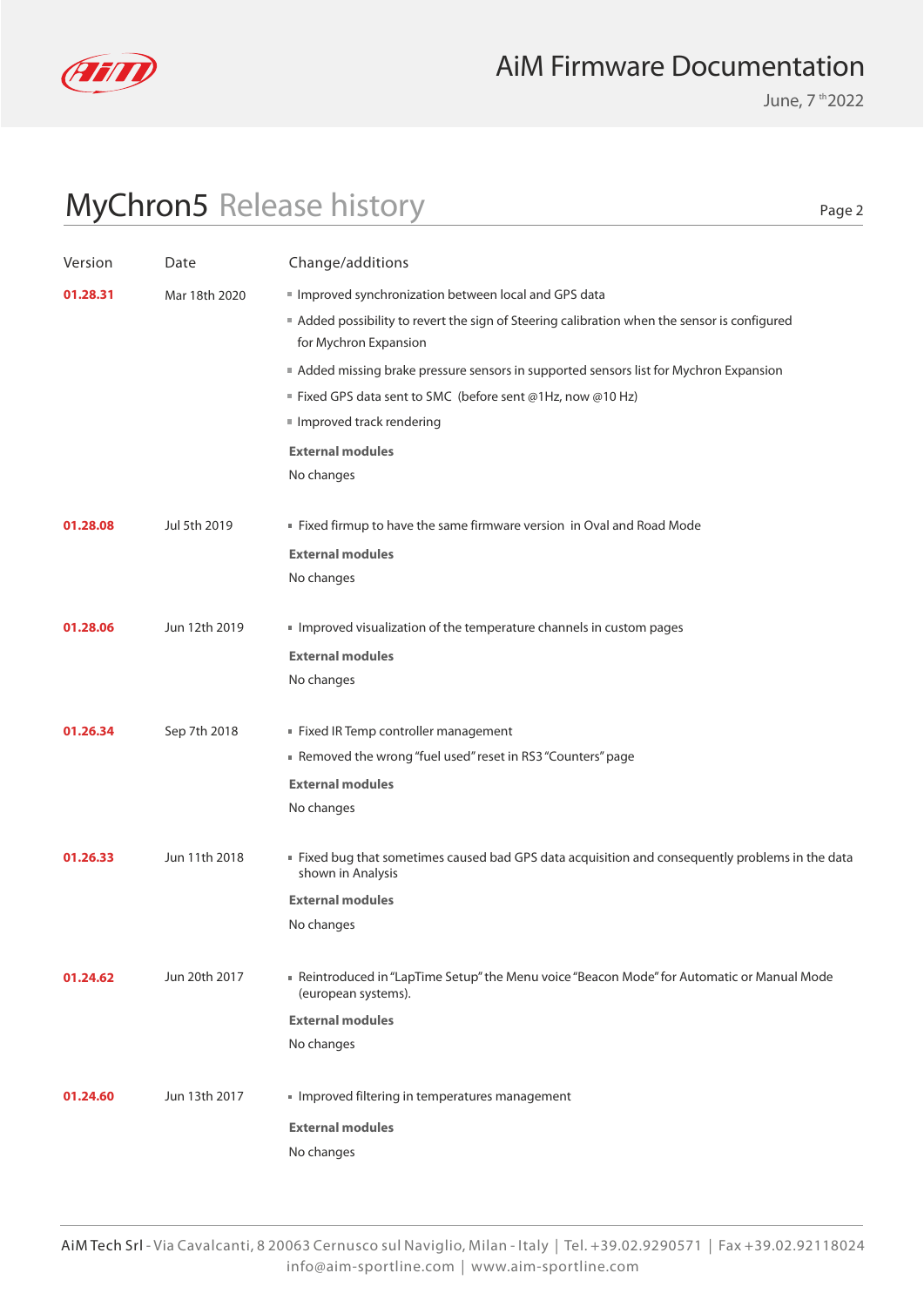# MyChron5 Release history

| Version | Date | Change/additions |
|---|---|---|
| **01.28.31** | Mar 18th 2020 | ▪ Improved synchronization between local and GPS data<br>▪ Added possibility to revert the sign of Steering calibration when the sensor is configured for Mychron Expansion<br>▪ Added missing brake pressure sensors in supported sensors list for Mychron Expansion<br>▪ Fixed GPS data sent to SMC (before sent @1Hz, now @10 Hz)<br>▪ Improved track rendering<br>**External modules**<br>No changes |
| **01.28.08** | Jul 5th 2019 | ▪ Fixed firmup to have the same firmware version in Oval and Road Mode<br>**External modules**<br>No changes |
| **01.28.06** | Jun 12th 2019 | ▪ Improved visualization of the temperature channels in custom pages<br>**External modules**<br>No changes |
| **01.26.34** | Sep 7th 2018 | ▪ Fixed IR Temp controller management<br>▪ Removed the wrong "fuel used" reset in RS3 "Counters" page<br>**External modules**<br>No changes |
| **01.26.33** | Jun 11th 2018 | ▪ Fixed bug that sometimes caused bad GPS data acquisition and consequently problems in the data shown in Analysis<br>**External modules**<br>No changes |
| **01.24.62** | Jun 20th 2017 | ▪ Reintroduced in "LapTime Setup" the Menu voice "Beacon Mode" for Automatic or Manual Mode (european systems).<br>**External modules**<br>No changes |
| **01.24.60** | Jun 13th 2017 | ▪ Improved filtering in temperatures management<br>**External modules**<br>No changes |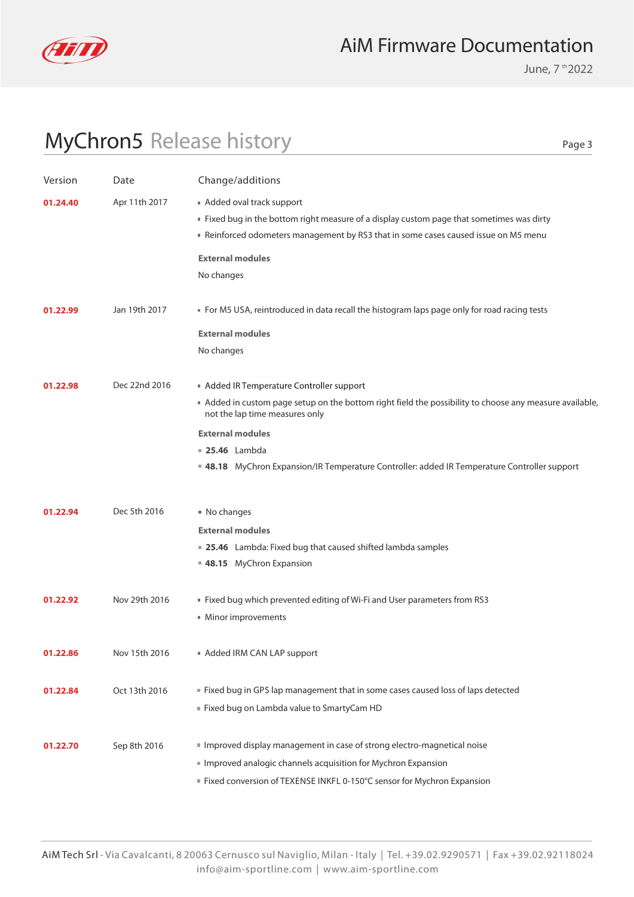# MyChron5 Release history

| Version | Date | Change/additions |
|---|---|---|
| **01.24.40** | Apr 11th 2017 | ▪ Added oval track support<br>▪ Fixed bug in the bottom right measure of a display custom page that sometimes was dirty<br>▪ Reinforced odometers management by RS3 that in some cases caused issue on M5 menu<br>**External modules**<br>No changes |
| **01.22.99** | Jan 19th 2017 | ▪ For M5 USA, reintroduced in data recall the histogram laps page only for road racing tests<br>**External modules**<br>No changes |
| **01.22.98** | Dec 22nd 2016 | ▪ Added IR Temperature Controller support<br>▪ Added in custom page setup on the bottom right field the possibility to choose any measure available, not the lap time measures only<br>**External modules**<br>▪ **25.46** Lambda<br>▪ **48.18** MyChron Expansion/IR Temperature Controller: added IR Temperature Controller support |
| **01.22.94** | Dec 5th 2016 | ▪ No changes<br>**External modules**<br>▪ **25.46** Lambda: Fixed bug that caused shifted lambda samples<br>▪ **48.15** MyChron Expansion |
| **01.22.92** | Nov 29th 2016 | ▪ Fixed bug which prevented editing of Wi-Fi and User parameters from RS3<br>▪ Minor improvements |
| **01.22.86** | Nov 15th 2016 | ▪ Added IRM CAN LAP support |
| **01.22.84** | Oct 13th 2016 | ▪ Fixed bug in GPS lap management that in some cases caused loss of laps detected<br>▪ Fixed bug on Lambda value to SmartyCam HD |
| **01.22.70** | Sep 8th 2016 | ▪ Improved display management in case of strong electro-magnetical noise<br>▪ Improved analogic channels acquisition for Mychron Expansion<br>▪ Fixed conversion of TEXENSE INKFL 0-150°C sensor for Mychron Expansion |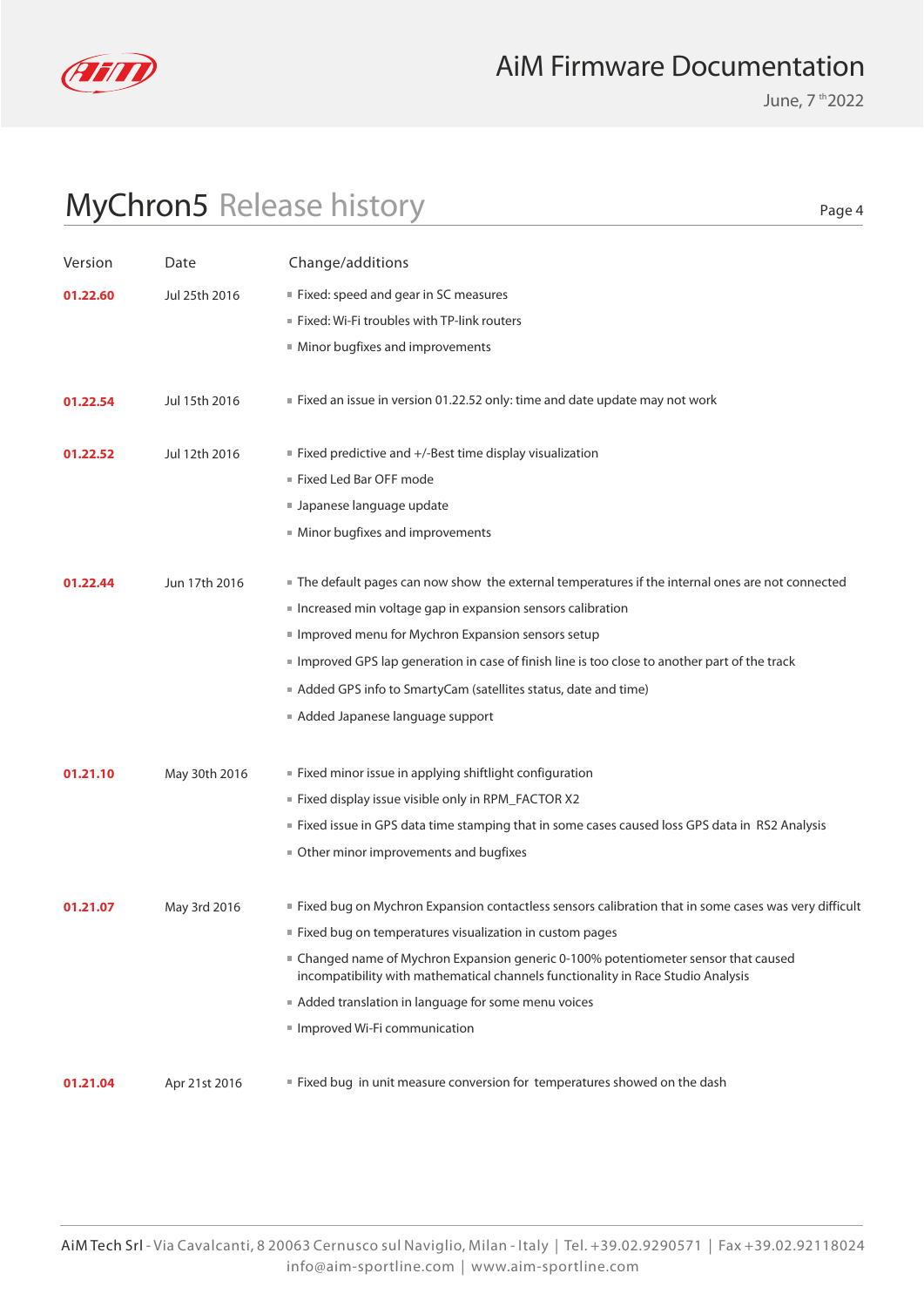# MyChron5 Release history

| Version | Date | Change/additions |
|---|---|---|
| **01.22.60** | Jul 25th 2016 | ▪ Fixed: speed and gear in SC measures<br>▪ Fixed: Wi-Fi troubles with TP-link routers<br>▪ Minor bugfixes and improvements |
| **01.22.54** | Jul 15th 2016 | ▪ Fixed an issue in version 01.22.52 only: time and date update may not work |
| **01.22.52** | Jul 12th 2016 | ▪ Fixed predictive and +/-Best time display visualization<br>▪ Fixed Led Bar OFF mode<br>▪ Japanese language update<br>▪ Minor bugfixes and improvements |
| **01.22.44** | Jun 17th 2016 | ▪ The default pages can now show the external temperatures if the internal ones are not connected<br>▪ Increased min voltage gap in expansion sensors calibration<br>▪ Improved menu for Mychron Expansion sensors setup<br>▪ Improved GPS lap generation in case of finish line is too close to another part of the track<br>▪ Added GPS info to SmartyCam (satellites status, date and time)<br>▪ Added Japanese language support |
| **01.21.10** | May 30th 2016 | ▪ Fixed minor issue in applying shiftlight configuration<br>▪ Fixed display issue visible only in RPM_FACTOR X2<br>▪ Fixed issue in GPS data time stamping that in some cases caused loss GPS data in RS2 Analysis<br>▪ Other minor improvements and bugfixes |
| **01.21.07** | May 3rd 2016 | ▪ Fixed bug on Mychron Expansion contactless sensors calibration that in some cases was very difficult<br>▪ Fixed bug on temperatures visualization in custom pages<br>▪ Changed name of Mychron Expansion generic 0-100% potentiometer sensor that caused incompatibility with mathematical channels functionality in Race Studio Analysis<br>▪ Added translation in language for some menu voices<br>▪ Improved Wi-Fi communication |
| **01.21.04** | Apr 21st 2016 | ▪ Fixed bug in unit measure conversion for temperatures showed on the dash |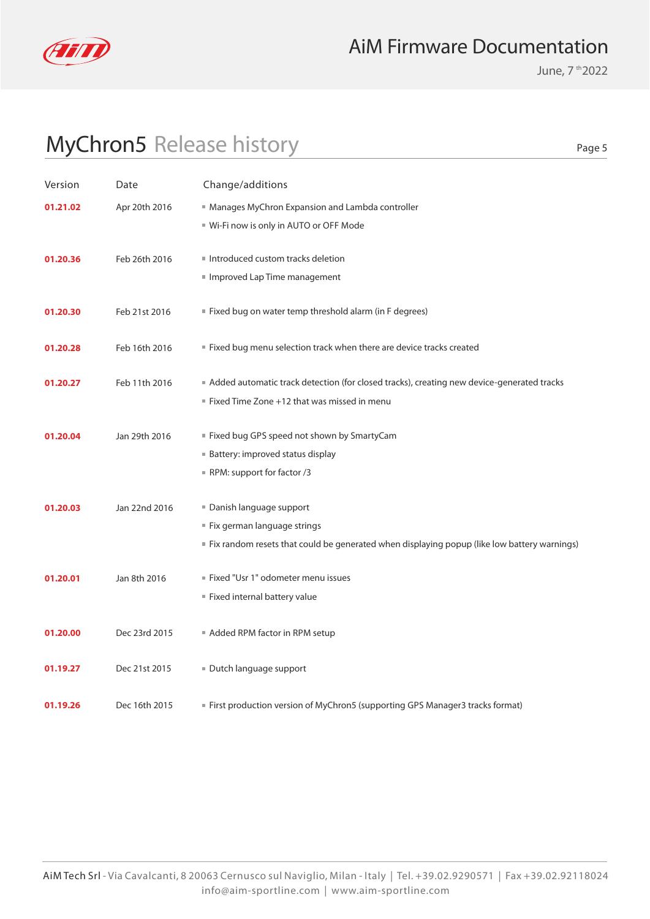# MyChron5 Release history

| Version | Date | Change/additions |
|---|---|---|
| **01.21.02** | Apr 20th 2016 | ▪ Manages MyChron Expansion and Lambda controller<br>▪ Wi-Fi now is only in AUTO or OFF Mode |
| **01.20.36** | Feb 26th 2016 | ▪ Introduced custom tracks deletion<br>▪ Improved Lap Time management |
| **01.20.30** | Feb 21st 2016 | ▪ Fixed bug on water temp threshold alarm (in F degrees) |
| **01.20.28** | Feb 16th 2016 | ▪ Fixed bug menu selection track when there are device tracks created |
| **01.20.27** | Feb 11th 2016 | ▪ Added automatic track detection (for closed tracks), creating new device-generated tracks<br>▪ Fixed Time Zone +12 that was missed in menu |
| **01.20.04** | Jan 29th 2016 | ▪ Fixed bug GPS speed not shown by SmartyCam<br>▪ Battery: improved status display<br>▪ RPM: support for factor /3 |
| **01.20.03** | Jan 22nd 2016 | ▪ Danish language support<br>▪ Fix german language strings<br>▪ Fix random resets that could be generated when displaying popup (like low battery warnings) |
| **01.20.01** | Jan 8th 2016 | ▪ Fixed "Usr 1" odometer menu issues<br>▪ Fixed internal battery value |
| **01.20.00** | Dec 23rd 2015 | ▪ Added RPM factor in RPM setup |
| **01.19.27** | Dec 21st 2015 | ▪ Dutch language support |
| **01.19.26** | Dec 16th 2015 | ▪ First production version of MyChron5 (supporting GPS Manager3 tracks format) |